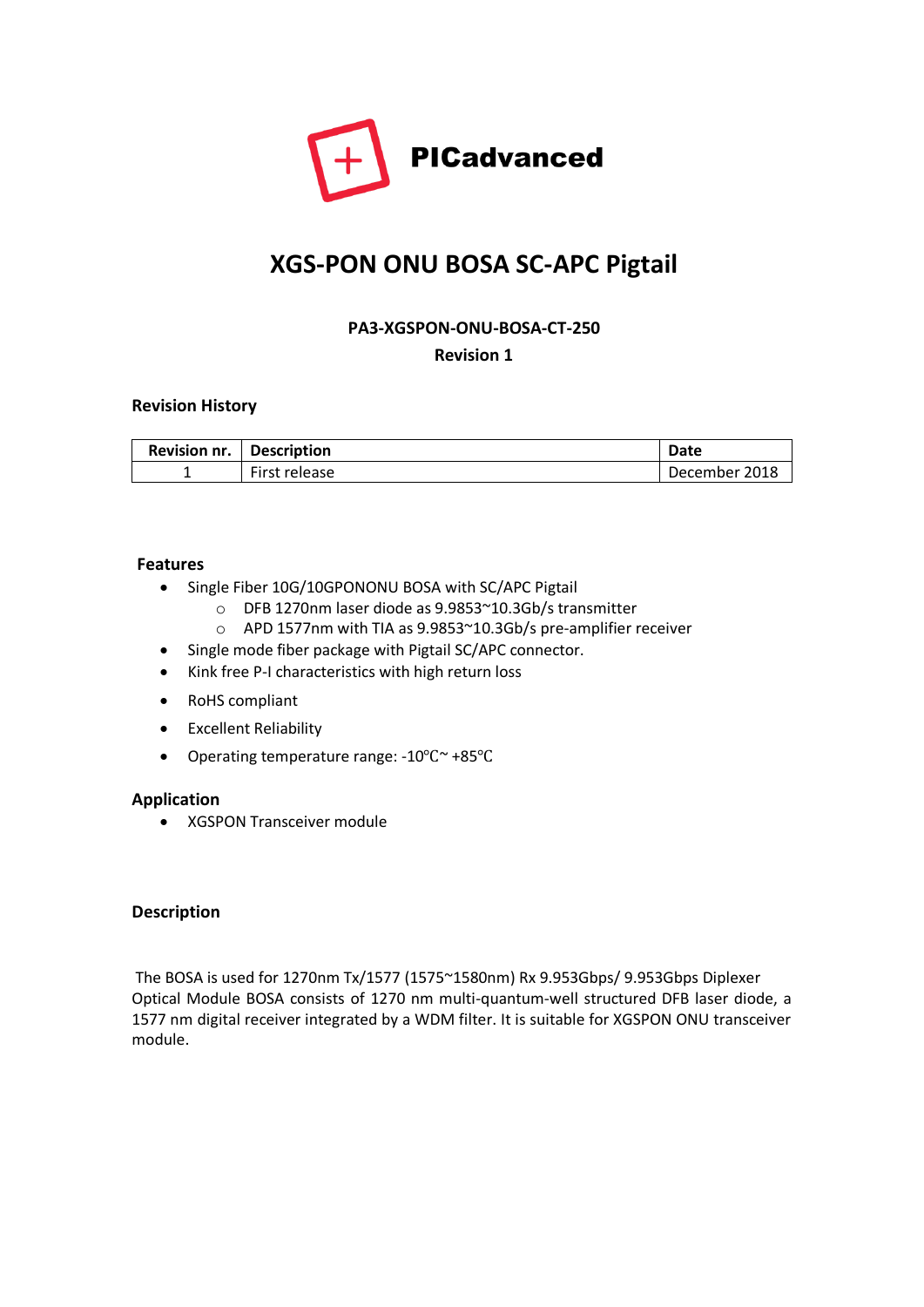PICadvanced

# XGS-PON ONU BOSA SC-APC Pigtail

**PA3-XGSPON-ONU-BOSA-CT-250**

**Revision 1**

### Revision History

| Revision nr. | Description | Date |
|---|---|---|
| 1 | First release | December 2018 |

### Features

- Single Fiber 10G/10GPONONU BOSA with SC/APC Pigtail
  - DFB 1270nm laser diode as 9.9853~10.3Gb/s transmitter
  - APD 1577nm with TIA as 9.9853~10.3Gb/s pre-amplifier receiver
- Single mode fiber package with Pigtail SC/APC connector.
- Kink free P-I characteristics with high return loss
- RoHS compliant
- Excellent Reliability
- Operating temperature range: -10℃~ +85℃

### Application

- XGSPON Transceiver module

### Description

The BOSA is used for 1270nm Tx/1577 (1575~1580nm) Rx 9.953Gbps/ 9.953Gbps Diplexer Optical Module BOSA consists of 1270 nm multi-quantum-well structured DFB laser diode, a 1577 nm digital receiver integrated by a WDM filter. It is suitable for XGSPON ONU transceiver module.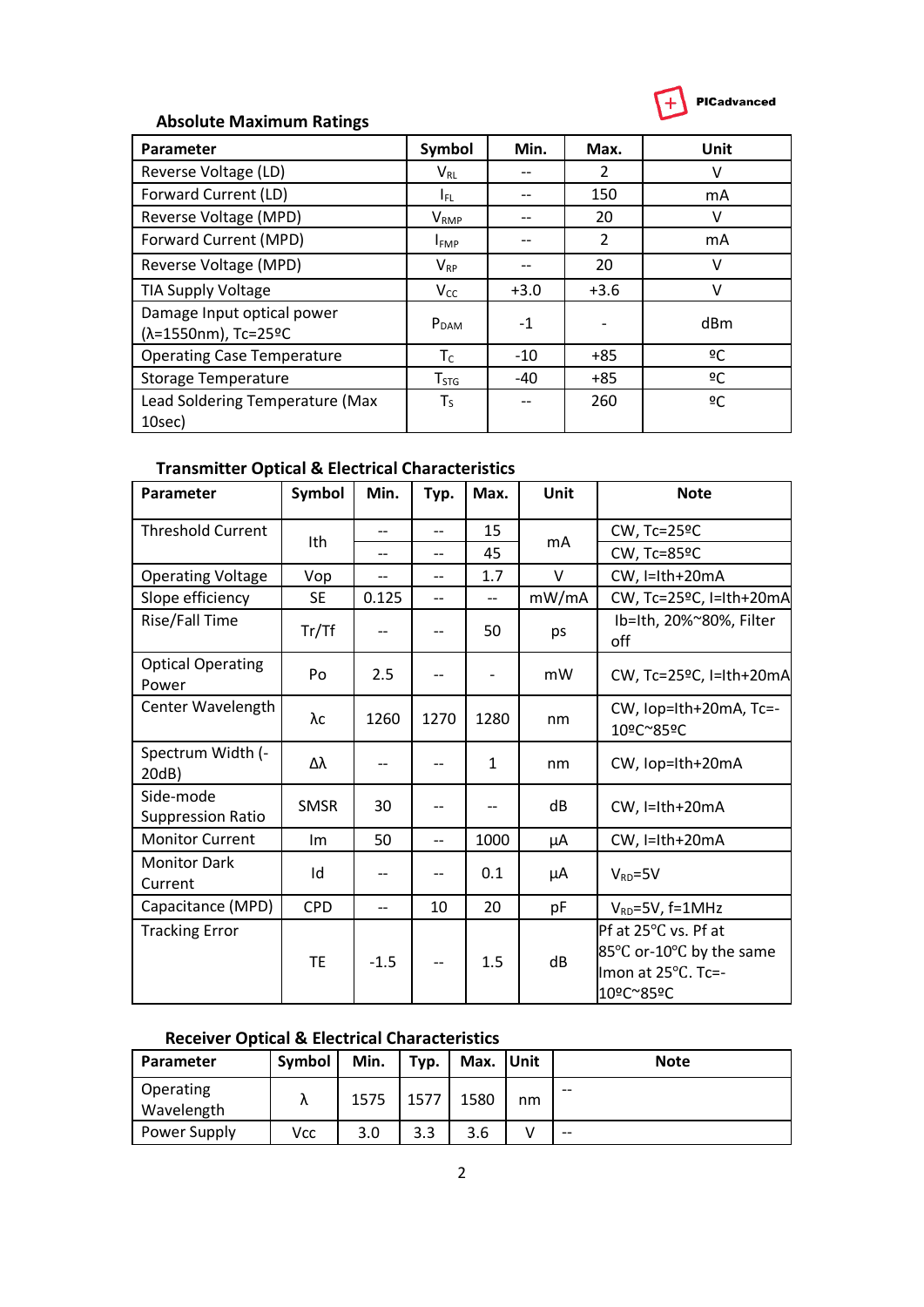## Absolute Maximum Ratings

| Parameter | Symbol | Min. | Max. | Unit |
|---|---|---|---|---|
| Reverse Voltage (LD) | $V_{RL}$ | -- | 2 | V |
| Forward Current (LD) | $I_{FL}$ | -- | 150 | mA |
| Reverse Voltage (MPD) | $V_{RMP}$ | -- | 20 | V |
| Forward Current (MPD) | $I_{FMP}$ | -- | 2 | mA |
| Reverse Voltage (MPD) | $V_{RP}$ | -- | 20 | V |
| TIA Supply Voltage | $V_{CC}$ | +3.0 | +3.6 | V |
| Damage Input optical power (λ=1550nm), Tc=25ºC | $P_{DAM}$ | -1 | - | dBm |
| Operating Case Temperature | $T_C$ | -10 | +85 | ºC |
| Storage Temperature | $T_{STG}$ | -40 | +85 | ºC |
| Lead Soldering Temperature (Max 10sec) | $T_S$ | -- | 260 | ºC |

## Transmitter Optical & Electrical Characteristics

| Parameter | Symbol | Min. | Typ. | Max. | Unit | Note |
|---|---|---|---|---|---|---|
| Threshold Current | Ith | -- | -- | 15 | mA | CW, Tc=25ºC |
| | | -- | -- | 45 | | CW, Tc=85ºC |
| Operating Voltage | Vop | -- | -- | 1.7 | V | CW, I=Ith+20mA |
| Slope efficiency | SE | 0.125 | -- | -- | mW/mA | CW, Tc=25ºC, I=Ith+20mA |
| Rise/Fall Time | Tr/Tf | -- | -- | 50 | ps | Ib=Ith, 20%~80%, Filter off |
| Optical Operating Power | Po | 2.5 | -- | - | mW | CW, Tc=25ºC, I=Ith+20mA |
| Center Wavelength | λc | 1260 | 1270 | 1280 | nm | CW, Iop=Ith+20mA, Tc=-10ºC~85ºC |
| Spectrum Width (-20dB) | Δλ | -- | -- | 1 | nm | CW, Iop=Ith+20mA |
| Side-mode Suppression Ratio | SMSR | 30 | -- | -- | dB | CW, I=Ith+20mA |
| Monitor Current | Im | 50 | -- | 1000 | μA | CW, I=Ith+20mA |
| Monitor Dark Current | Id | -- | -- | 0.1 | μA | $V_{RD}$=5V |
| Capacitance (MPD) | CPD | -- | 10 | 20 | pF | $V_{RD}$=5V, f=1MHz |
| Tracking Error | TE | -1.5 | -- | 1.5 | dB | Pf at 25℃ vs. Pf at 85℃ or-10℃ by the same Imon at 25℃. Tc=-10ºC~85ºC |

## Receiver Optical & Electrical Characteristics

| Parameter | Symbol | Min. | Typ. | Max. | Unit | Note |
|---|---|---|---|---|---|---|
| Operating Wavelength | λ | 1575 | 1577 | 1580 | nm | -- |
| Power Supply | Vcc | 3.0 | 3.3 | 3.6 | V | -- |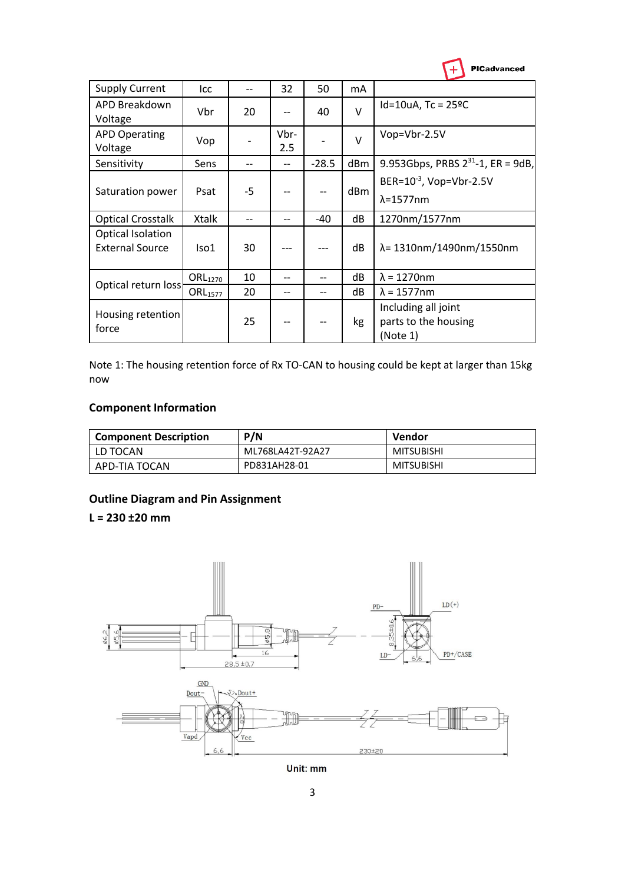| Supply Current | Icc | -- | 32 | 50 | mA | |
|---|---|---|---|---|---|---|
| APD Breakdown Voltage | Vbr | 20 | -- | 40 | V | Id=10uA, Tc = 25ºC |
| APD Operating Voltage | Vop | - | Vbr-2.5 | - | V | Vop=Vbr-2.5V |
| Sensitivity | Sens | -- | -- | -28.5 | dBm | 9.953Gbps, PRBS $2^{31}$-1, ER = 9dB, BER=$10^{-3}$, Vop=Vbr-2.5V λ=1577nm |
| Saturation power | Psat | -5 | -- | -- | dBm | |
| Optical Crosstalk | Xtalk | -- | -- | -40 | dB | 1270nm/1577nm |
| Optical Isolation External Source | Iso1 | 30 | --- | --- | dB | λ= 1310nm/1490nm/1550nm |
| Optical return loss | $ORL_{1270}$ | 10 | -- | -- | dB | λ = 1270nm |
| | $ORL_{1577}$ | 20 | -- | -- | dB | λ = 1577nm |
| Housing retention force | | 25 | -- | -- | kg | Including all joint parts to the housing (Note 1) |

Note 1: The housing retention force of Rx TO-CAN to housing could be kept at larger than 15kg now

## Component Information

| Component Description | P/N | Vendor |
|---|---|---|
| LD TOCAN | ML768LA42T-92A27 | MITSUBISHI |
| APD-TIA TOCAN | PD831AH28-01 | MITSUBISHI |

## Outline Diagram and Pin Assignment

**L = 230 ±20 mm**

**Unit: mm**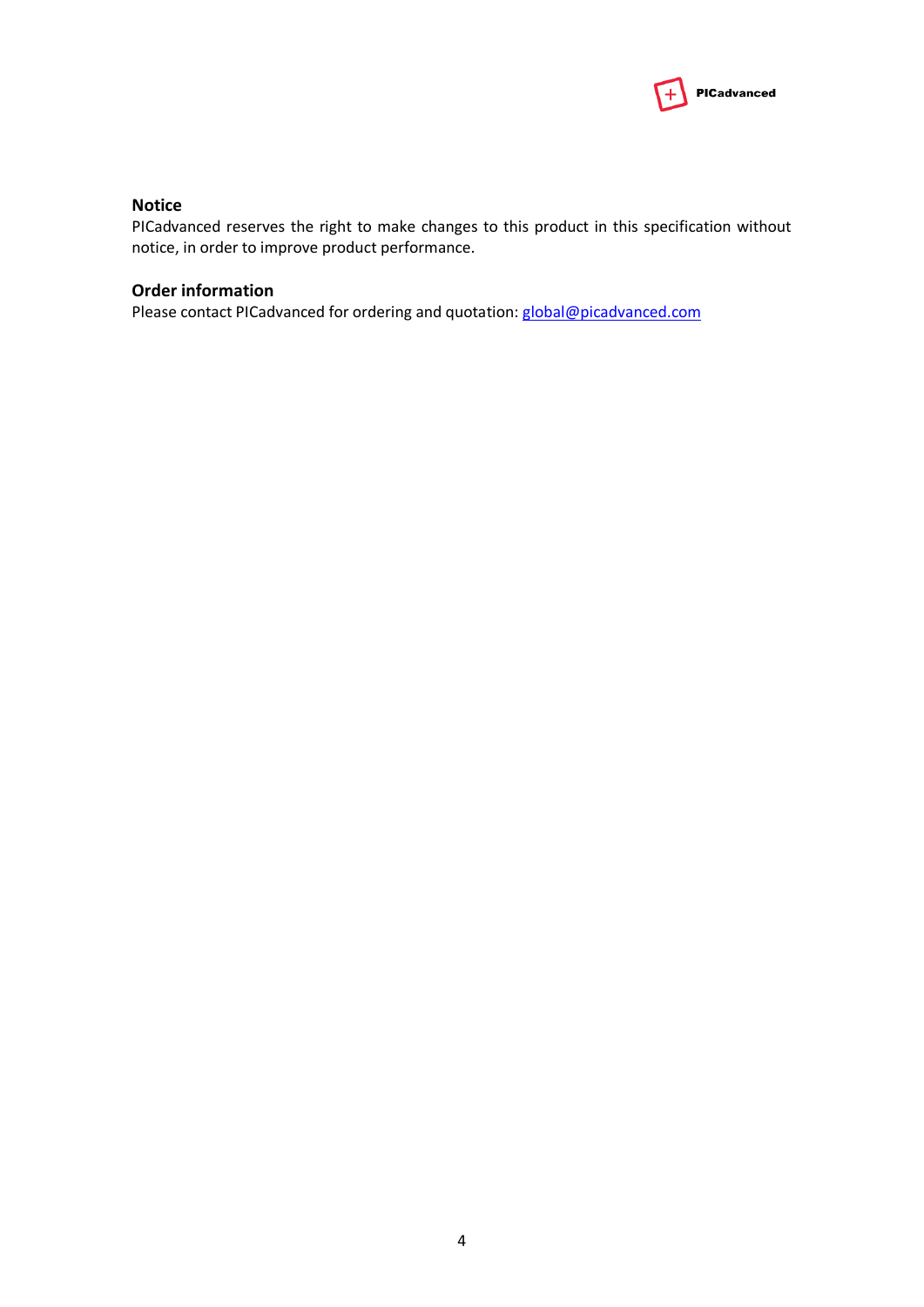**Notice**

PICadvanced reserves the right to make changes to this product in this specification without notice, in order to improve product performance.

**Order information**

Please contact PICadvanced for ordering and quotation: global@picadvanced.com